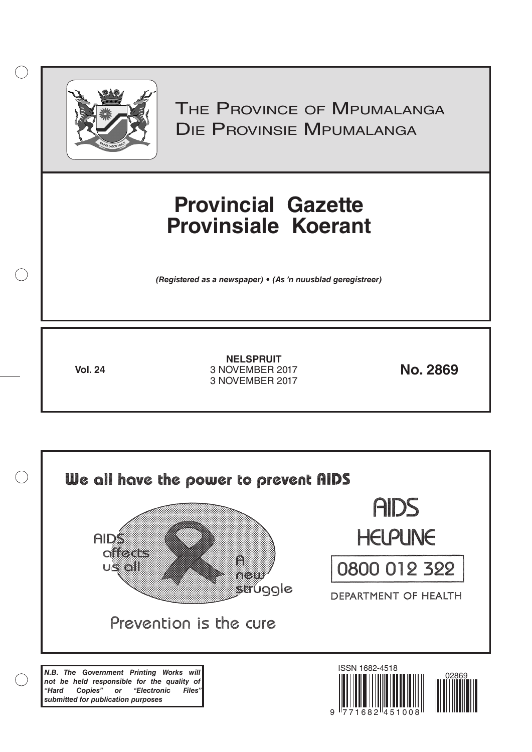# The Province of Mpumalanga
# Die Provinsie Mpumalanga

# Provincial Gazette
# Provinsiale Koerant

***(Registered as a newspaper) • (As 'n nuusblad geregistreer)***

**Vol. 24**

**NELSPRUIT**
3 NOVEMBER 2017
3 NOVEMBER 2017

**No. 2869**

**We all have the power to prevent AIDS**

AIDS affects us all

A new struggle

Prevention is the cure

AIDS HELPLINE

0800 012 322

DEPARTMENT OF HEALTH

***N.B. The Government Printing Works will not be held responsible for the quality of "Hard Copies" or "Electronic Files" submitted for publication purposes***

ISSN 1682-4518

02869

9 771682 451008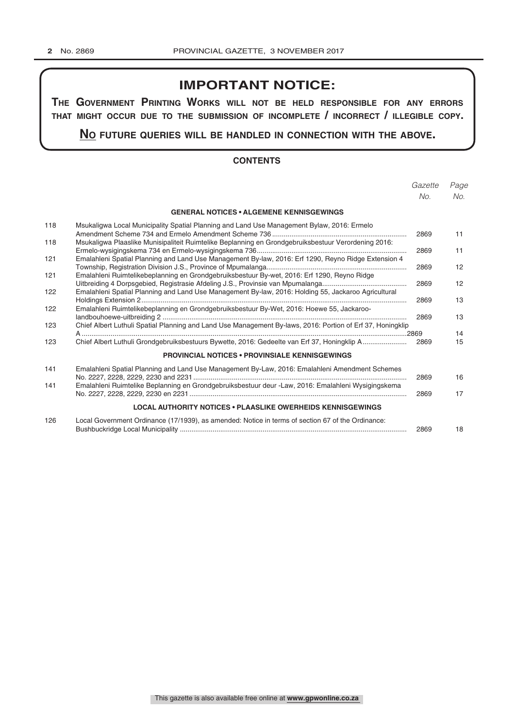# IMPORTANT NOTICE:

**THE GOVERNMENT PRINTING WORKS WILL NOT BE HELD RESPONSIBLE FOR ANY ERRORS THAT MIGHT OCCUR DUE TO THE SUBMISSION OF INCOMPLETE / INCORRECT / ILLEGIBLE COPY.**

**NO FUTURE QUERIES WILL BE HANDLED IN CONNECTION WITH THE ABOVE.**

## CONTENTS

| | | *Gazette No.* | *Page No.* |
|---|---|---|---|
| | **GENERAL NOTICES • ALGEMENE KENNISGEWINGS** | | |
| 118 | Msukaligwa Local Municipality Spatial Planning and Land Use Management Bylaw, 2016: Ermelo Amendment Scheme 734 and Ermelo Amendment Scheme 736 | 2869 | 11 |
| 118 | Msukaligwa Plaaslike Munisipaliteit Ruimtelike Beplanning en Grondgebruiksbestuur Verordening 2016: Ermelo-wysigingskema 734 en Ermelo-wysigingskema 736 | 2869 | 11 |
| 121 | Emalahleni Spatial Planning and Land Use Management By-law, 2016: Erf 1290, Reyno Ridge Extension 4 Township, Registration Division J.S., Province of Mpumalanga | 2869 | 12 |
| 121 | Emalahleni Ruimtelikebeplanning en Grondgebruiksbestuur By-wet, 2016: Erf 1290, Reyno Ridge Uitbreiding 4 Dorpsgebied, Registrasie Afdeling J.S., Provinsie van Mpumalanga | 2869 | 12 |
| 122 | Emalahleni Spatial Planning and Land Use Management By-law, 2016: Holding 55, Jackaroo Agricultural Holdings Extension 2 | 2869 | 13 |
| 122 | Emalahleni Ruimtelikebeplanning en Grondgebruiksbestuur By-Wet, 2016: Hoewe 55, Jackaroo-landbouhoewe-uitbreiding 2 | 2869 | 13 |
| 123 | Chief Albert Luthuli Spatial Planning and Land Use Management By-laws, 2016: Portion of Erf 37, Honingklip A | 2869 | 14 |
| 123 | Chief Albert Luthuli Grondgebruiksbestuurs Bywette, 2016: Gedeelte van Erf 37, Honingklip A | 2869 | 15 |
| | **PROVINCIAL NOTICES • PROVINSIALE KENNISGEWINGS** | | |
| 141 | Emalahleni Spatial Planning and Land Use Management By-Law, 2016: Emalahleni Amendment Schemes No. 2227, 2228, 2229, 2230 and 2231 | 2869 | 16 |
| 141 | Emalahleni Ruimtelike Beplanning en Grondgebruiksbestuur deur -Law, 2016: Emalahleni Wysigingskema No. 2227, 2228, 2229, 2230 en 2231 | 2869 | 17 |
| | **LOCAL AUTHORITY NOTICES • PLAASLIKE OWERHEIDS KENNISGEWINGS** | | |
| 126 | Local Government Ordinance (17/1939), as amended: Notice in terms of section 67 of the Ordinance: Bushbuckridge Local Municipality | 2869 | 18 |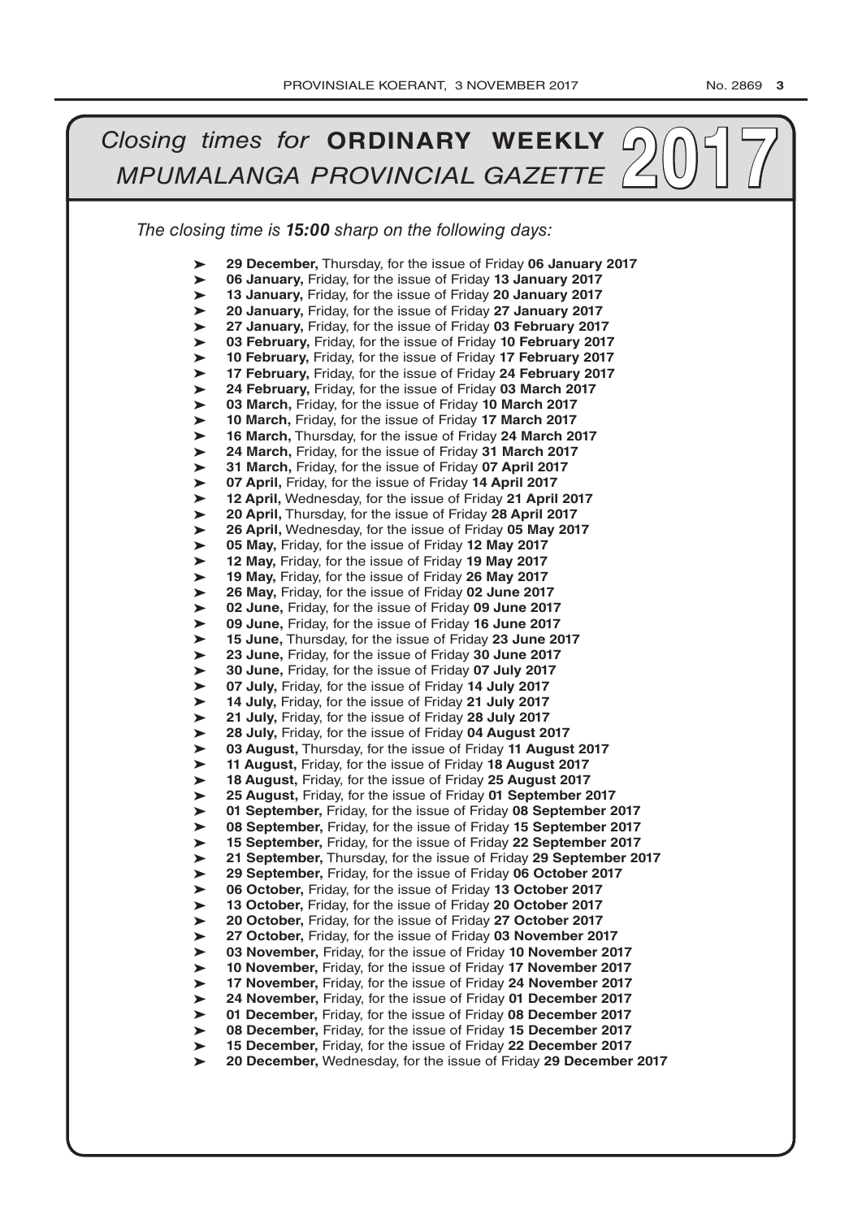# *Closing times for* **ORDINARY WEEKLY** *MPUMALANGA PROVINCIAL GAZETTE* 2017

*The closing time is **15:00** sharp on the following days:*

- **29 December,** Thursday, for the issue of Friday **06 January 2017**
- **06 January,** Friday, for the issue of Friday **13 January 2017**
- **13 January,** Friday, for the issue of Friday **20 January 2017**
- **20 January,** Friday, for the issue of Friday **27 January 2017**
- **27 January,** Friday, for the issue of Friday **03 February 2017**
- **03 February,** Friday, for the issue of Friday **10 February 2017**
- **10 February,** Friday, for the issue of Friday **17 February 2017**
- **17 February,** Friday, for the issue of Friday **24 February 2017**
- **24 February,** Friday, for the issue of Friday **03 March 2017**
- **03 March,** Friday, for the issue of Friday **10 March 2017**
- **10 March,** Friday, for the issue of Friday **17 March 2017**
- **16 March,** Thursday, for the issue of Friday **24 March 2017**
- **24 March,** Friday, for the issue of Friday **31 March 2017**
- **31 March,** Friday, for the issue of Friday **07 April 2017**
- **07 April,** Friday, for the issue of Friday **14 April 2017**
- **12 April,** Wednesday, for the issue of Friday **21 April 2017**
- **20 April,** Thursday, for the issue of Friday **28 April 2017**
- **26 April,** Wednesday, for the issue of Friday **05 May 2017**
- **05 May,** Friday, for the issue of Friday **12 May 2017**
- **12 May,** Friday, for the issue of Friday **19 May 2017**
- **19 May,** Friday, for the issue of Friday **26 May 2017**
- **26 May,** Friday, for the issue of Friday **02 June 2017**
- **02 June,** Friday, for the issue of Friday **09 June 2017**
- **09 June,** Friday, for the issue of Friday **16 June 2017**
- **15 June,** Thursday, for the issue of Friday **23 June 2017**
- **23 June,** Friday, for the issue of Friday **30 June 2017**
- **30 June,** Friday, for the issue of Friday **07 July 2017**
- **07 July,** Friday, for the issue of Friday **14 July 2017**
- **14 July,** Friday, for the issue of Friday **21 July 2017**
- **21 July,** Friday, for the issue of Friday **28 July 2017**
- **28 July,** Friday, for the issue of Friday **04 August 2017**
- **03 August,** Thursday, for the issue of Friday **11 August 2017**
- **11 August,** Friday, for the issue of Friday **18 August 2017**
- **18 August,** Friday, for the issue of Friday **25 August 2017**
- **25 August,** Friday, for the issue of Friday **01 September 2017**
- **01 September,** Friday, for the issue of Friday **08 September 2017**
- **08 September,** Friday, for the issue of Friday **15 September 2017**
- **15 September,** Friday, for the issue of Friday **22 September 2017**
- **21 September,** Thursday, for the issue of Friday **29 September 2017**
- **29 September,** Friday, for the issue of Friday **06 October 2017**
- **06 October,** Friday, for the issue of Friday **13 October 2017**
- **13 October,** Friday, for the issue of Friday **20 October 2017**
- **20 October,** Friday, for the issue of Friday **27 October 2017**
- **27 October,** Friday, for the issue of Friday **03 November 2017**
- **03 November,** Friday, for the issue of Friday **10 November 2017**
- **10 November,** Friday, for the issue of Friday **17 November 2017**
- **17 November,** Friday, for the issue of Friday **24 November 2017**
- **24 November,** Friday, for the issue of Friday **01 December 2017**
- **01 December,** Friday, for the issue of Friday **08 December 2017**
- **08 December,** Friday, for the issue of Friday **15 December 2017**
- **15 December,** Friday, for the issue of Friday **22 December 2017**
- **20 December,** Wednesday, for the issue of Friday **29 December 2017**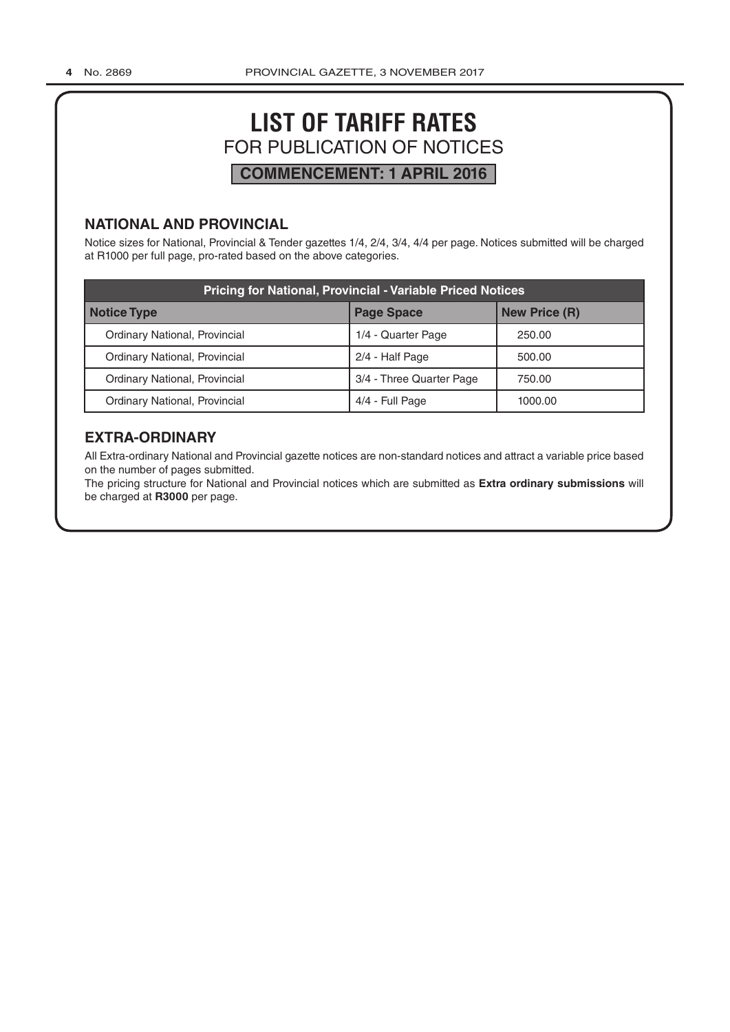# LIST OF TARIFF RATES

## FOR PUBLICATION OF NOTICES

**COMMENCEMENT: 1 APRIL 2016**

### NATIONAL AND PROVINCIAL

Notice sizes for National, Provincial & Tender gazettes 1/4, 2/4, 3/4, 4/4 per page. Notices submitted will be charged at R1000 per full page, pro-rated based on the above categories.

| Pricing for National, Provincial - Variable Priced Notices | | |
|---|---|---|
| **Notice Type** | **Page Space** | **New Price (R)** |
| Ordinary National, Provincial | 1/4 - Quarter Page | 250.00 |
| Ordinary National, Provincial | 2/4 - Half Page | 500.00 |
| Ordinary National, Provincial | 3/4 - Three Quarter Page | 750.00 |
| Ordinary National, Provincial | 4/4 - Full Page | 1000.00 |

### EXTRA-ORDINARY

All Extra-ordinary National and Provincial gazette notices are non-standard notices and attract a variable price based on the number of pages submitted.

The pricing structure for National and Provincial notices which are submitted as **Extra ordinary submissions** will be charged at **R3000** per page.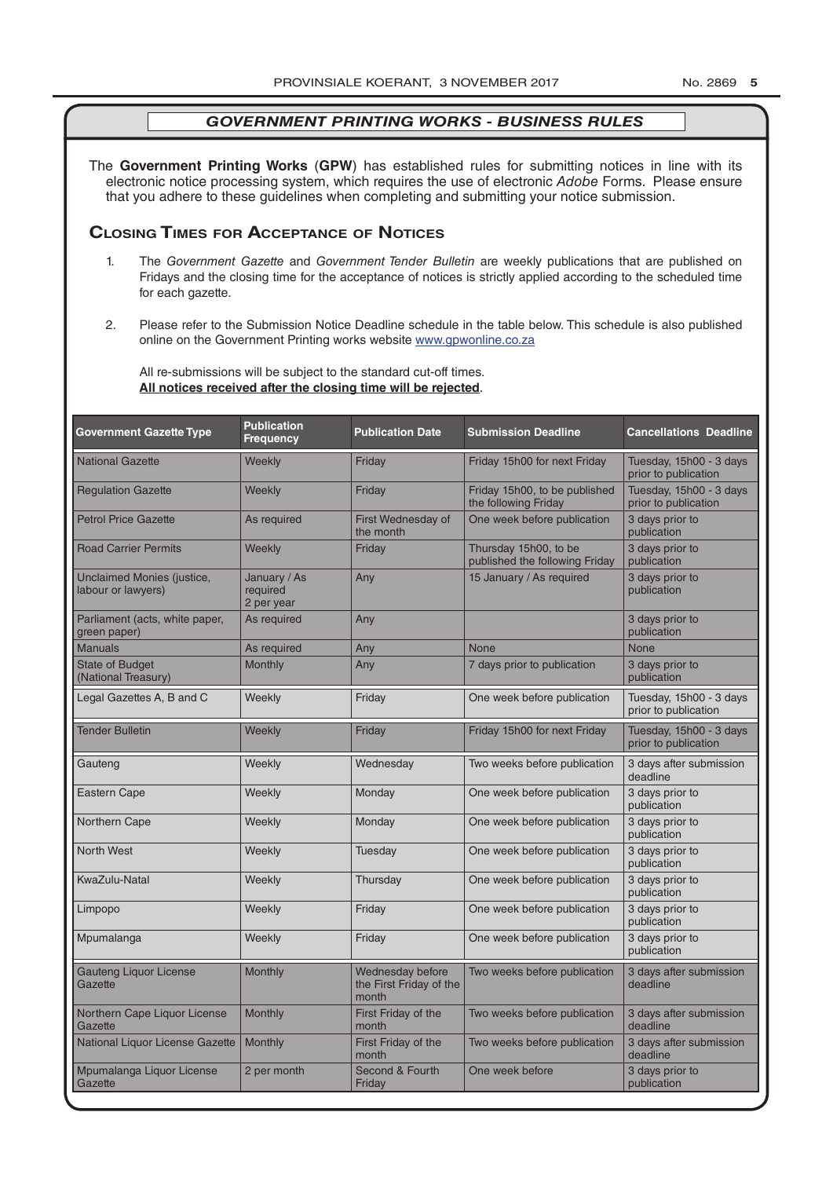## *GOVERNMENT PRINTING WORKS - BUSINESS RULES*

The **Government Printing Works** (**GPW**) has established rules for submitting notices in line with its electronic notice processing system, which requires the use of electronic *Adobe* Forms. Please ensure that you adhere to these guidelines when completing and submitting your notice submission.

### Closing Times for Acceptance of Notices

1. The *Government Gazette* and *Government Tender Bulletin* are weekly publications that are published on Fridays and the closing time for the acceptance of notices is strictly applied according to the scheduled time for each gazette.

2. Please refer to the Submission Notice Deadline schedule in the table below. This schedule is also published online on the Government Printing works website www.gpwonline.co.za

   All re-submissions will be subject to the standard cut-off times.
   **All notices received after the closing time will be rejected**.

| Government Gazette Type | Publication Frequency | Publication Date | Submission Deadline | Cancellations Deadline |
|---|---|---|---|---|
| National Gazette | Weekly | Friday | Friday 15h00 for next Friday | Tuesday, 15h00 - 3 days prior to publication |
| Regulation Gazette | Weekly | Friday | Friday 15h00, to be published the following Friday | Tuesday, 15h00 - 3 days prior to publication |
| Petrol Price Gazette | As required | First Wednesday of the month | One week before publication | 3 days prior to publication |
| Road Carrier Permits | Weekly | Friday | Thursday 15h00, to be published the following Friday | 3 days prior to publication |
| Unclaimed Monies (justice, labour or lawyers) | January / As required 2 per year | Any | 15 January / As required | 3 days prior to publication |
| Parliament (acts, white paper, green paper) | As required | Any | | 3 days prior to publication |
| Manuals | As required | Any | None | None |
| State of Budget (National Treasury) | Monthly | Any | 7 days prior to publication | 3 days prior to publication |
| Legal Gazettes A, B and C | Weekly | Friday | One week before publication | Tuesday, 15h00 - 3 days prior to publication |
| Tender Bulletin | Weekly | Friday | Friday 15h00 for next Friday | Tuesday, 15h00 - 3 days prior to publication |
| Gauteng | Weekly | Wednesday | Two weeks before publication | 3 days after submission deadline |
| Eastern Cape | Weekly | Monday | One week before publication | 3 days prior to publication |
| Northern Cape | Weekly | Monday | One week before publication | 3 days prior to publication |
| North West | Weekly | Tuesday | One week before publication | 3 days prior to publication |
| KwaZulu-Natal | Weekly | Thursday | One week before publication | 3 days prior to publication |
| Limpopo | Weekly | Friday | One week before publication | 3 days prior to publication |
| Mpumalanga | Weekly | Friday | One week before publication | 3 days prior to publication |
| Gauteng Liquor License Gazette | Monthly | Wednesday before the First Friday of the month | Two weeks before publication | 3 days after submission deadline |
| Northern Cape Liquor License Gazette | Monthly | First Friday of the month | Two weeks before publication | 3 days after submission deadline |
| National Liquor License Gazette | Monthly | First Friday of the month | Two weeks before publication | 3 days after submission deadline |
| Mpumalanga Liquor License Gazette | 2 per month | Second & Fourth Friday | One week before | 3 days prior to publication |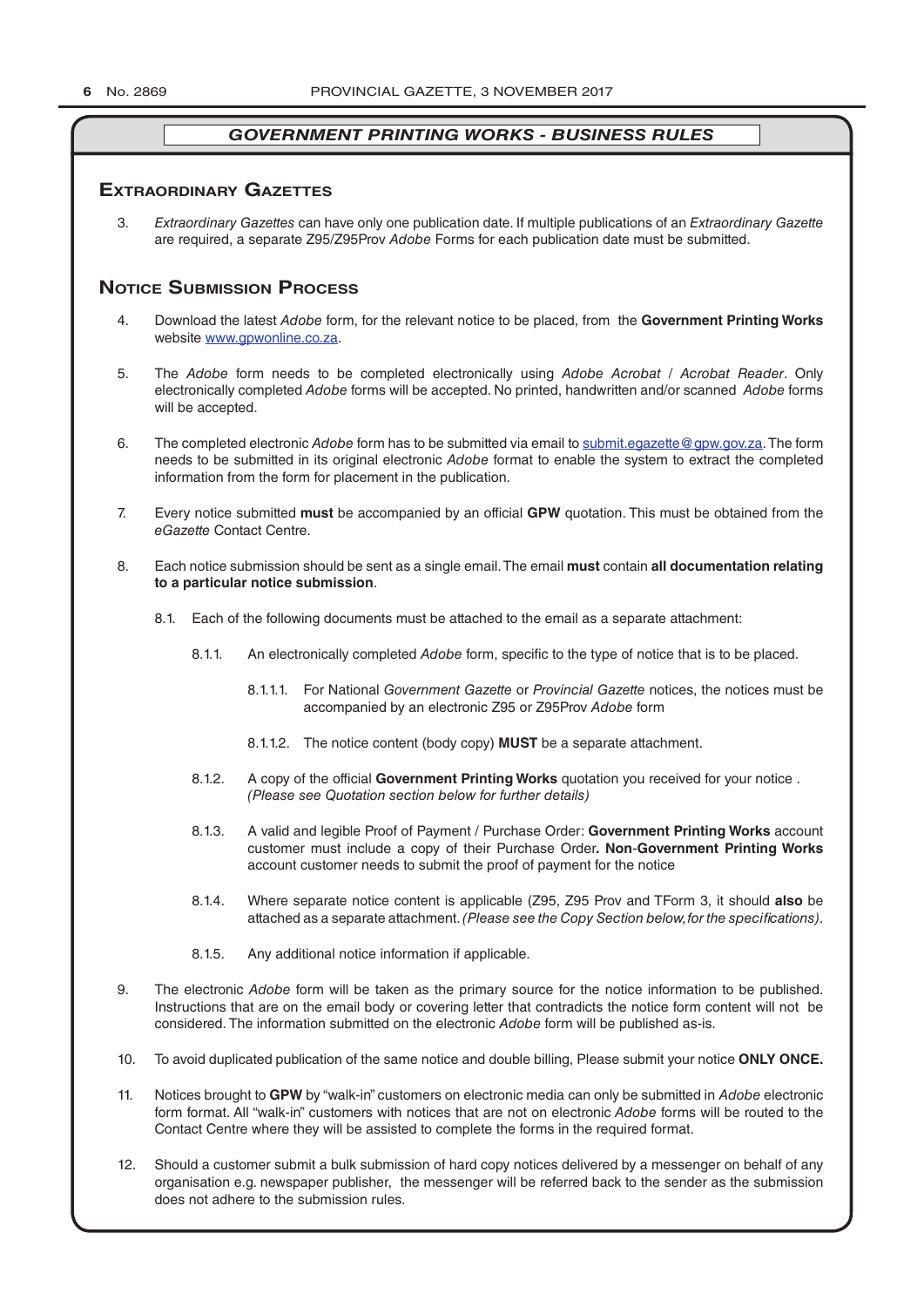## *GOVERNMENT PRINTING WORKS - BUSINESS RULES*

## Extraordinary Gazettes

3. *Extraordinary Gazettes* can have only one publication date. If multiple publications of an *Extraordinary Gazette* are required, a separate Z95/Z95Prov *Adobe* Forms for each publication date must be submitted.

## Notice Submission Process

4. Download the latest *Adobe* form, for the relevant notice to be placed, from the **Government Printing Works** website www.gpwonline.co.za.

5. The *Adobe* form needs to be completed electronically using *Adobe Acrobat* / *Acrobat Reader*. Only electronically completed *Adobe* forms will be accepted. No printed, handwritten and/or scanned *Adobe* forms will be accepted.

6. The completed electronic *Adobe* form has to be submitted via email to submit.egazette@gpw.gov.za. The form needs to be submitted in its original electronic *Adobe* format to enable the system to extract the completed information from the form for placement in the publication.

7. Every notice submitted **must** be accompanied by an official **GPW** quotation. This must be obtained from the *eGazette* Contact Centre.

8. Each notice submission should be sent as a single email. The email **must** contain **all documentation relating to a particular notice submission**.

   8.1. Each of the following documents must be attached to the email as a separate attachment:

      8.1.1. An electronically completed *Adobe* form, specific to the type of notice that is to be placed.

         8.1.1.1. For National *Government Gazette* or *Provincial Gazette* notices, the notices must be accompanied by an electronic Z95 or Z95Prov *Adobe* form

         8.1.1.2. The notice content (body copy) **MUST** be a separate attachment.

      8.1.2. A copy of the official **Government Printing Works** quotation you received for your notice . *(Please see Quotation section below for further details)*

      8.1.3. A valid and legible Proof of Payment / Purchase Order: **Government Printing Works** account customer must include a copy of their Purchase Order**. Non**-**Government Printing Works** account customer needs to submit the proof of payment for the notice

      8.1.4. Where separate notice content is applicable (Z95, Z95 Prov and TForm 3, it should **also** be attached as a separate attachment. *(Please see the Copy Section below, for the specifications)*.

      8.1.5. Any additional notice information if applicable.

9. The electronic *Adobe* form will be taken as the primary source for the notice information to be published. Instructions that are on the email body or covering letter that contradicts the notice form content will not be considered. The information submitted on the electronic *Adobe* form will be published as-is.

10. To avoid duplicated publication of the same notice and double billing, Please submit your notice **ONLY ONCE.**

11. Notices brought to **GPW** by "walk-in" customers on electronic media can only be submitted in *Adobe* electronic form format. All "walk-in" customers with notices that are not on electronic *Adobe* forms will be routed to the Contact Centre where they will be assisted to complete the forms in the required format.

12. Should a customer submit a bulk submission of hard copy notices delivered by a messenger on behalf of any organisation e.g. newspaper publisher, the messenger will be referred back to the sender as the submission does not adhere to the submission rules.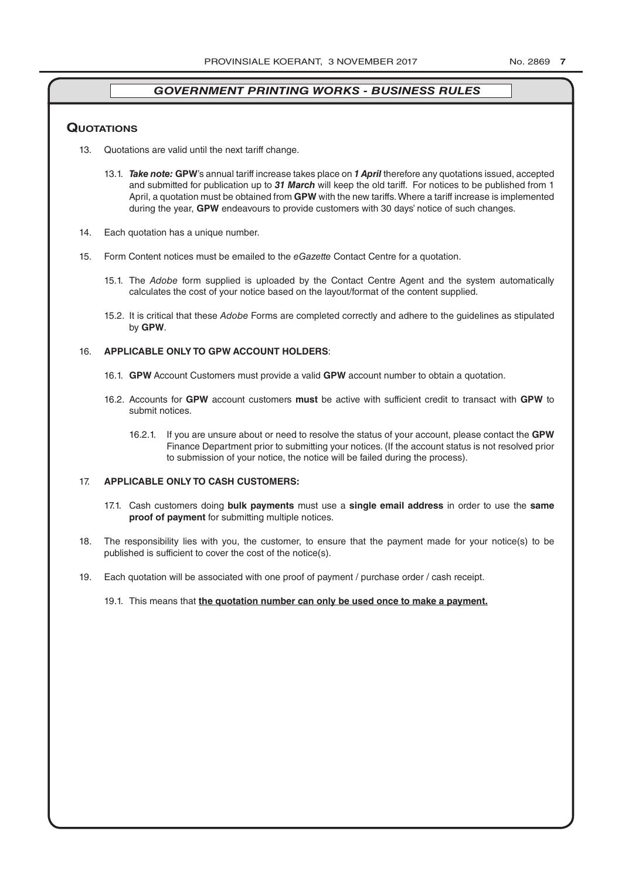## *GOVERNMENT PRINTING WORKS - BUSINESS RULES*

### Quotations

13. Quotations are valid until the next tariff change.

    13.1. ***Take note:*** **GPW**'s annual tariff increase takes place on ***1 April*** therefore any quotations issued, accepted and submitted for publication up to ***31 March*** will keep the old tariff. For notices to be published from 1 April, a quotation must be obtained from **GPW** with the new tariffs. Where a tariff increase is implemented during the year, **GPW** endeavours to provide customers with 30 days' notice of such changes.

14. Each quotation has a unique number.

15. Form Content notices must be emailed to the *eGazette* Contact Centre for a quotation.

    15.1. The *Adobe* form supplied is uploaded by the Contact Centre Agent and the system automatically calculates the cost of your notice based on the layout/format of the content supplied.

    15.2. It is critical that these *Adobe* Forms are completed correctly and adhere to the guidelines as stipulated by **GPW**.

16. **APPLICABLE ONLY TO GPW ACCOUNT HOLDERS**:

    16.1. **GPW** Account Customers must provide a valid **GPW** account number to obtain a quotation.

    16.2. Accounts for **GPW** account customers **must** be active with sufficient credit to transact with **GPW** to submit notices.

    16.2.1. If you are unsure about or need to resolve the status of your account, please contact the **GPW** Finance Department prior to submitting your notices. (If the account status is not resolved prior to submission of your notice, the notice will be failed during the process).

17. **APPLICABLE ONLY TO CASH CUSTOMERS:**

    17.1. Cash customers doing **bulk payments** must use a **single email address** in order to use the **same proof of payment** for submitting multiple notices.

18. The responsibility lies with you, the customer, to ensure that the payment made for your notice(s) to be published is sufficient to cover the cost of the notice(s).

19. Each quotation will be associated with one proof of payment / purchase order / cash receipt.

    19.1. This means that **<u>the quotation number can only be used once to make a payment.</u>**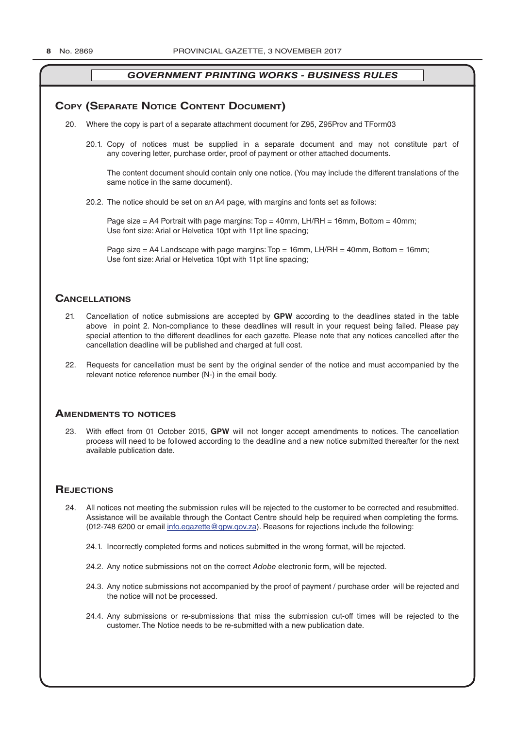## GOVERNMENT PRINTING WORKS - BUSINESS RULES

### Copy (Separate Notice Content Document)

20. Where the copy is part of a separate attachment document for Z95, Z95Prov and TForm03

    20.1. Copy of notices must be supplied in a separate document and may not constitute part of any covering letter, purchase order, proof of payment or other attached documents.

    The content document should contain only one notice. (You may include the different translations of the same notice in the same document).

    20.2. The notice should be set on an A4 page, with margins and fonts set as follows:

    Page size = A4 Portrait with page margins: Top = 40mm, LH/RH = 16mm, Bottom = 40mm;
    Use font size: Arial or Helvetica 10pt with 11pt line spacing;

    Page size = A4 Landscape with page margins: Top = 16mm, LH/RH = 40mm, Bottom = 16mm;
    Use font size: Arial or Helvetica 10pt with 11pt line spacing;

### Cancellations

21. Cancellation of notice submissions are accepted by **GPW** according to the deadlines stated in the table above in point 2. Non-compliance to these deadlines will result in your request being failed. Please pay special attention to the different deadlines for each gazette. Please note that any notices cancelled after the cancellation deadline will be published and charged at full cost.

22. Requests for cancellation must be sent by the original sender of the notice and must accompanied by the relevant notice reference number (N-) in the email body.

### Amendments to notices

23. With effect from 01 October 2015, **GPW** will not longer accept amendments to notices. The cancellation process will need to be followed according to the deadline and a new notice submitted thereafter for the next available publication date.

### Rejections

24. All notices not meeting the submission rules will be rejected to the customer to be corrected and resubmitted. Assistance will be available through the Contact Centre should help be required when completing the forms. (012-748 6200 or email info.egazette@gpw.gov.za). Reasons for rejections include the following:

    24.1. Incorrectly completed forms and notices submitted in the wrong format, will be rejected.

    24.2. Any notice submissions not on the correct *Adobe* electronic form, will be rejected.

    24.3. Any notice submissions not accompanied by the proof of payment / purchase order will be rejected and the notice will not be processed.

    24.4. Any submissions or re-submissions that miss the submission cut-off times will be rejected to the customer. The Notice needs to be re-submitted with a new publication date.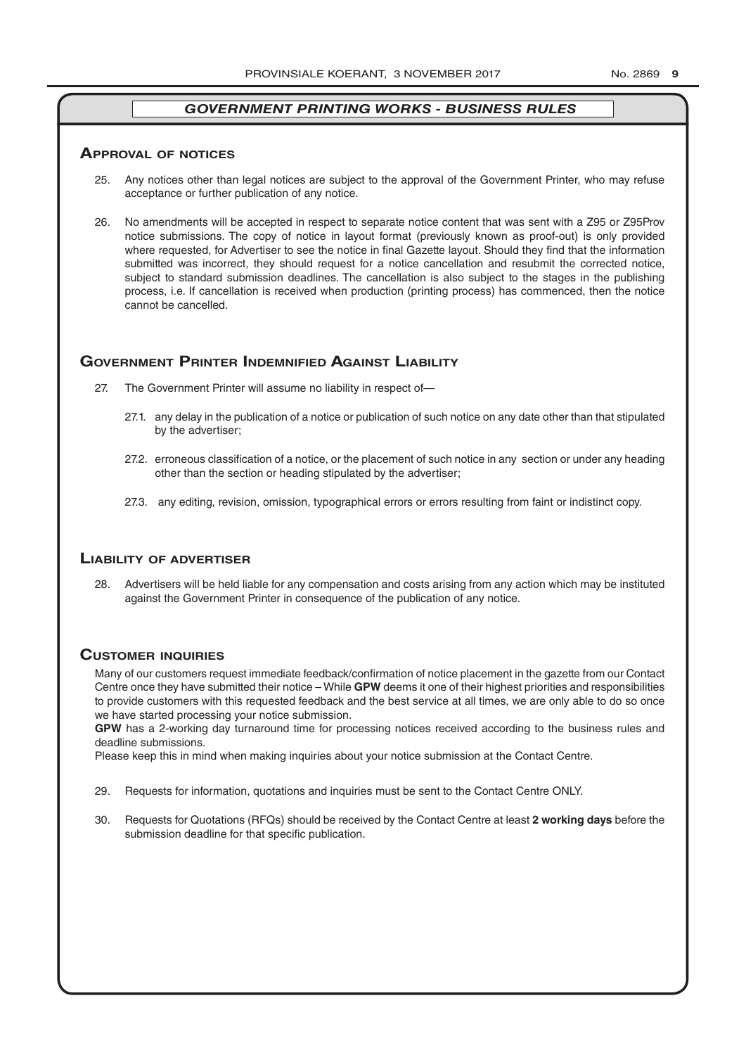## GOVERNMENT PRINTING WORKS - BUSINESS RULES

### Approval of notices

25. Any notices other than legal notices are subject to the approval of the Government Printer, who may refuse acceptance or further publication of any notice.

26. No amendments will be accepted in respect to separate notice content that was sent with a Z95 or Z95Prov notice submissions. The copy of notice in layout format (previously known as proof-out) is only provided where requested, for Advertiser to see the notice in final Gazette layout. Should they find that the information submitted was incorrect, they should request for a notice cancellation and resubmit the corrected notice, subject to standard submission deadlines. The cancellation is also subject to the stages in the publishing process, i.e. If cancellation is received when production (printing process) has commenced, then the notice cannot be cancelled.

### Government Printer Indemnified Against Liability

27. The Government Printer will assume no liability in respect of—

    27.1. any delay in the publication of a notice or publication of such notice on any date other than that stipulated by the advertiser;

    27.2. erroneous classification of a notice, or the placement of such notice in any section or under any heading other than the section or heading stipulated by the advertiser;

    27.3. any editing, revision, omission, typographical errors or errors resulting from faint or indistinct copy.

### Liability of advertiser

28. Advertisers will be held liable for any compensation and costs arising from any action which may be instituted against the Government Printer in consequence of the publication of any notice.

### Customer inquiries

Many of our customers request immediate feedback/confirmation of notice placement in the gazette from our Contact Centre once they have submitted their notice – While **GPW** deems it one of their highest priorities and responsibilities to provide customers with this requested feedback and the best service at all times, we are only able to do so once we have started processing your notice submission.

**GPW** has a 2-working day turnaround time for processing notices received according to the business rules and deadline submissions.

Please keep this in mind when making inquiries about your notice submission at the Contact Centre.

29. Requests for information, quotations and inquiries must be sent to the Contact Centre ONLY.

30. Requests for Quotations (RFQs) should be received by the Contact Centre at least **2 working days** before the submission deadline for that specific publication.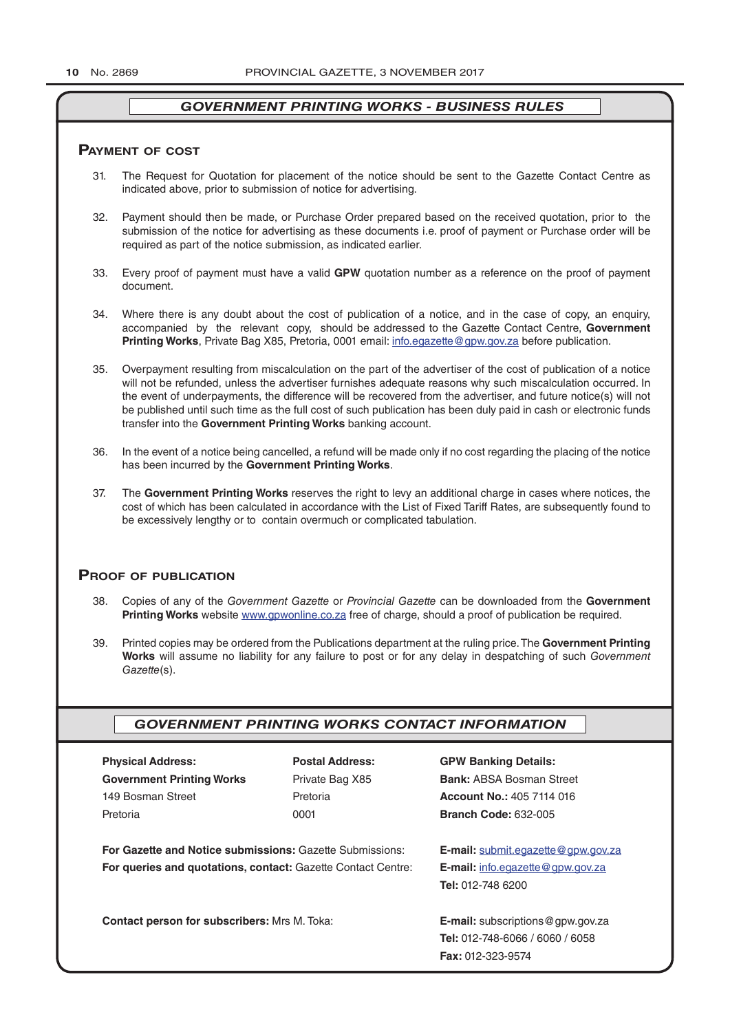## *GOVERNMENT PRINTING WORKS - BUSINESS RULES*

### Payment of cost

31. The Request for Quotation for placement of the notice should be sent to the Gazette Contact Centre as indicated above, prior to submission of notice for advertising.

32. Payment should then be made, or Purchase Order prepared based on the received quotation, prior to the submission of the notice for advertising as these documents i.e. proof of payment or Purchase order will be required as part of the notice submission, as indicated earlier.

33. Every proof of payment must have a valid **GPW** quotation number as a reference on the proof of payment document.

34. Where there is any doubt about the cost of publication of a notice, and in the case of copy, an enquiry, accompanied by the relevant copy, should be addressed to the Gazette Contact Centre, **Government Printing Works**, Private Bag X85, Pretoria, 0001 email: info.egazette@gpw.gov.za before publication.

35. Overpayment resulting from miscalculation on the part of the advertiser of the cost of publication of a notice will not be refunded, unless the advertiser furnishes adequate reasons why such miscalculation occurred. In the event of underpayments, the difference will be recovered from the advertiser, and future notice(s) will not be published until such time as the full cost of such publication has been duly paid in cash or electronic funds transfer into the **Government Printing Works** banking account.

36. In the event of a notice being cancelled, a refund will be made only if no cost regarding the placing of the notice has been incurred by the **Government Printing Works**.

37. The **Government Printing Works** reserves the right to levy an additional charge in cases where notices, the cost of which has been calculated in accordance with the List of Fixed Tariff Rates, are subsequently found to be excessively lengthy or to contain overmuch or complicated tabulation.

### Proof of publication

38. Copies of any of the *Government Gazette* or *Provincial Gazette* can be downloaded from the **Government Printing Works** website www.gpwonline.co.za free of charge, should a proof of publication be required.

39. Printed copies may be ordered from the Publications department at the ruling price. The **Government Printing Works** will assume no liability for any failure to post or for any delay in despatching of such *Government Gazette*(s).

## *GOVERNMENT PRINTING WORKS CONTACT INFORMATION*

| **Physical Address:** | **Postal Address:** | **GPW Banking Details:** |
|---|---|---|
| **Government Printing Works** | Private Bag X85 | **Bank:** ABSA Bosman Street |
| 149 Bosman Street | Pretoria | **Account No.:** 405 7114 016 |
| Pretoria | 0001 | **Branch Code:** 632-005 |

**For Gazette and Notice submissions:** Gazette Submissions: **E-mail:** submit.egazette@gpw.gov.za

**For queries and quotations, contact:** Gazette Contact Centre: **E-mail:** info.egazette@gpw.gov.za
**Tel:** 012-748 6200

**Contact person for subscribers:** Mrs M. Toka: **E-mail:** subscriptions@gpw.gov.za
**Tel:** 012-748-6066 / 6060 / 6058
**Fax:** 012-323-9574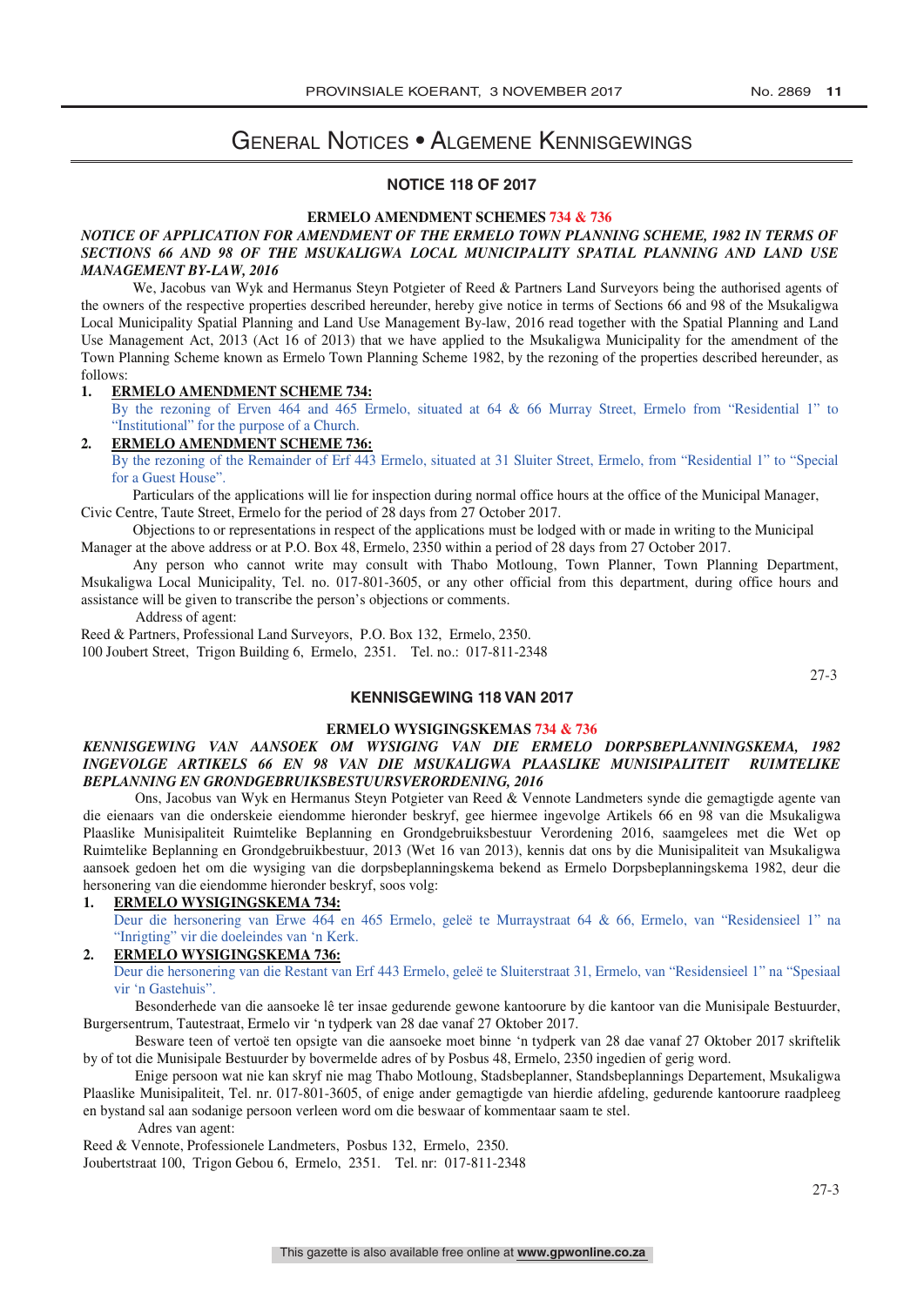# General Notices • Algemene Kennisgewings

## NOTICE 118 OF 2017

**ERMELO AMENDMENT SCHEMES 734 & 736**

***NOTICE OF APPLICATION FOR AMENDMENT OF THE ERMELO TOWN PLANNING SCHEME, 1982 IN TERMS OF SECTIONS 66 AND 98 OF THE MSUKALIGWA LOCAL MUNICIPALITY SPATIAL PLANNING AND LAND USE MANAGEMENT BY-LAW, 2016***

We, Jacobus van Wyk and Hermanus Steyn Potgieter of Reed & Partners Land Surveyors being the authorised agents of the owners of the respective properties described hereunder, hereby give notice in terms of Sections 66 and 98 of the Msukaligwa Local Municipality Spatial Planning and Land Use Management By-law, 2016 read together with the Spatial Planning and Land Use Management Act, 2013 (Act 16 of 2013) that we have applied to the Msukaligwa Municipality for the amendment of the Town Planning Scheme known as Ermelo Town Planning Scheme 1982, by the rezoning of the properties described hereunder, as follows:

1. **ERMELO AMENDMENT SCHEME 734:**
   By the rezoning of Erven 464 and 465 Ermelo, situated at 64 & 66 Murray Street, Ermelo from "Residential 1" to "Institutional" for the purpose of a Church.
2. **ERMELO AMENDMENT SCHEME 736:**
   By the rezoning of the Remainder of Erf 443 Ermelo, situated at 31 Sluiter Street, Ermelo, from "Residential 1" to "Special for a Guest House".

Particulars of the applications will lie for inspection during normal office hours at the office of the Municipal Manager, Civic Centre, Taute Street, Ermelo for the period of 28 days from 27 October 2017.

Objections to or representations in respect of the applications must be lodged with or made in writing to the Municipal Manager at the above address or at P.O. Box 48, Ermelo, 2350 within a period of 28 days from 27 October 2017.

Any person who cannot write may consult with Thabo Motloung, Town Planner, Town Planning Department, Msukaligwa Local Municipality, Tel. no. 017-801-3605, or any other official from this department, during office hours and assistance will be given to transcribe the person's objections or comments.

Address of agent:

Reed & Partners, Professional Land Surveyors, P.O. Box 132, Ermelo, 2350.
100 Joubert Street, Trigon Building 6, Ermelo, 2351. Tel. no.: 017-811-2348

27-3

## KENNISGEWING 118 VAN 2017

**ERMELO WYSIGINGSKEMAS 734 & 736**

***KENNISGEWING VAN AANSOEK OM WYSIGING VAN DIE ERMELO DORPSBEPLANNINGSKEMA, 1982 INGEVOLGE ARTIKELS 66 EN 98 VAN DIE MSUKALIGWA PLAASLIKE MUNISIPALITEIT RUIMTELIKE BEPLANNING EN GRONDGEBRUIKSBESTUURSVERORDENING, 2016***

Ons, Jacobus van Wyk en Hermanus Steyn Potgieter van Reed & Vennote Landmeters synde die gemagtigde agente van die eienaars van die onderskeie eiendomme hieronder beskryf, gee hiermee ingevolge Artikels 66 en 98 van die Msukaligwa Plaaslike Munisipaliteit Ruimtelike Beplanning en Grondgebruiksbestuur Verordening 2016, saamgelees met die Wet op Ruimtelike Beplanning en Grondgebruikbestuur, 2013 (Wet 16 van 2013), kennis dat ons by die Munisipaliteit van Msukaligwa aansoek gedoen het om die wysiging van die dorpsbeplanningskema bekend as Ermelo Dorpsbeplanningskema 1982, deur die hersonering van die eiendomme hieronder beskryf, soos volg:

1. **ERMELO WYSIGINGSKEMA 734:**
   Deur die hersonering van Erwe 464 en 465 Ermelo, geleë te Murraystraat 64 & 66, Ermelo, van "Residensieel 1" na "Inrigting" vir die doeleindes van 'n Kerk.
2. **ERMELO WYSIGINGSKEMA 736:**
   Deur die hersonering van die Restant van Erf 443 Ermelo, geleë te Sluiterstraat 31, Ermelo, van "Residensieel 1" na "Spesiaal vir 'n Gastehuis".

Besonderhede van die aansoeke lê ter insae gedurende gewone kantoorure by die kantoor van die Munisipale Bestuurder, Burgersentrum, Tautestraat, Ermelo vir 'n tydperk van 28 dae vanaf 27 Oktober 2017.

Besware teen of vertoë ten opsigte van die aansoeke moet binne 'n tydperk van 28 dae vanaf 27 Oktober 2017 skriftelik by of tot die Munisipale Bestuurder by bovermelde adres of by Posbus 48, Ermelo, 2350 ingedien of gerig word.

Enige persoon wat nie kan skryf nie mag Thabo Motloung, Stadsbeplanner, Standsbeplannings Departement, Msukaligwa Plaaslike Munisipaliteit, Tel. nr. 017-801-3605, of enige ander gemagtigde van hierdie afdeling, gedurende kantoorure raadpleeg en bystand sal aan sodanige persoon verleen word om die beswaar of kommentaar saam te stel.

Adres van agent:

Reed & Vennote, Professionele Landmeters, Posbus 132, Ermelo, 2350.
Joubertstraat 100, Trigon Gebou 6, Ermelo, 2351. Tel. nr: 017-811-2348

27-3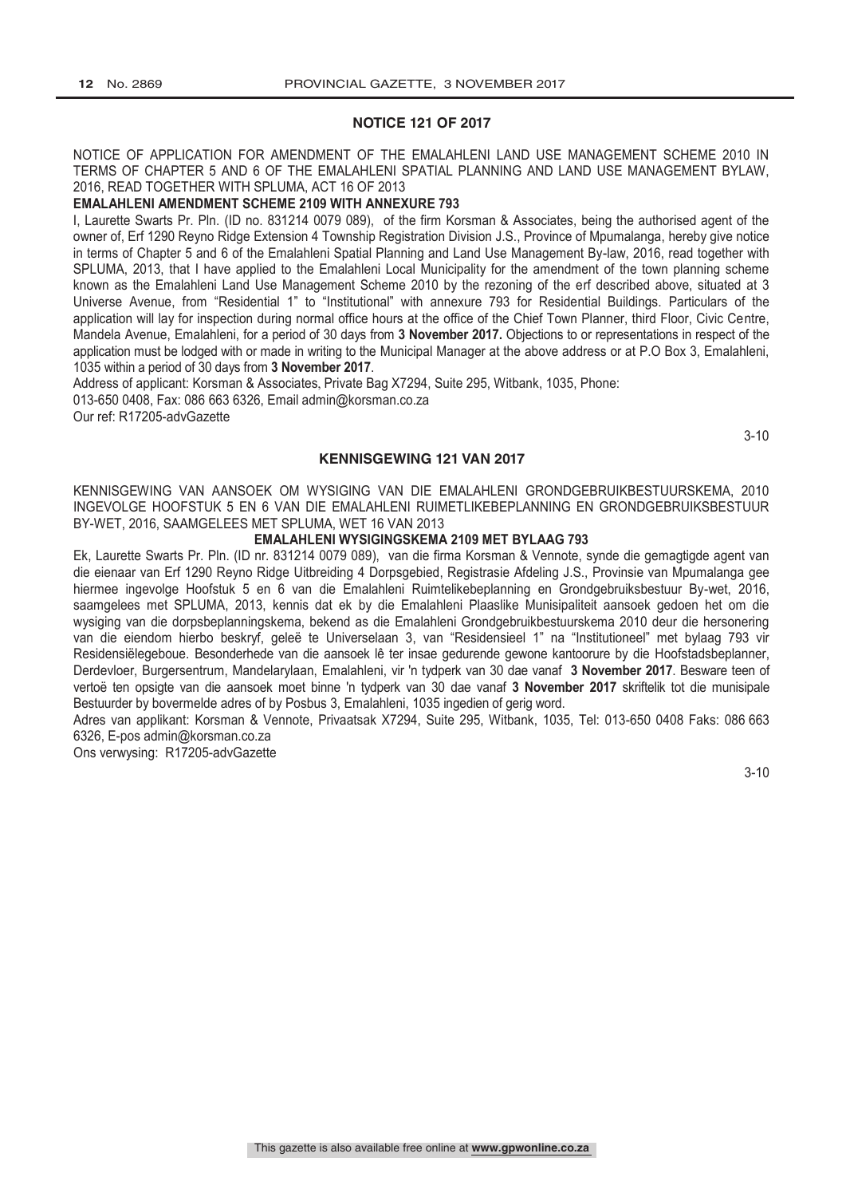## NOTICE 121 OF 2017

NOTICE OF APPLICATION FOR AMENDMENT OF THE EMALAHLENI LAND USE MANAGEMENT SCHEME 2010 IN TERMS OF CHAPTER 5 AND 6 OF THE EMALAHLENI SPATIAL PLANNING AND LAND USE MANAGEMENT BYLAW, 2016, READ TOGETHER WITH SPLUMA, ACT 16 OF 2013

**EMALAHLENI AMENDMENT SCHEME 2109 WITH ANNEXURE 793**

I, Laurette Swarts Pr. Pln. (ID no. 831214 0079 089), of the firm Korsman & Associates, being the authorised agent of the owner of, Erf 1290 Reyno Ridge Extension 4 Township Registration Division J.S., Province of Mpumalanga, hereby give notice in terms of Chapter 5 and 6 of the Emalahleni Spatial Planning and Land Use Management By-law, 2016, read together with SPLUMA, 2013, that I have applied to the Emalahleni Local Municipality for the amendment of the town planning scheme known as the Emalahleni Land Use Management Scheme 2010 by the rezoning of the erf described above, situated at 3 Universe Avenue, from "Residential 1" to "Institutional" with annexure 793 for Residential Buildings. Particulars of the application will lay for inspection during normal office hours at the office of the Chief Town Planner, third Floor, Civic Centre, Mandela Avenue, Emalahleni, for a period of 30 days from **3 November 2017.** Objections to or representations in respect of the application must be lodged with or made in writing to the Municipal Manager at the above address or at P.O Box 3, Emalahleni, 1035 within a period of 30 days from **3 November 2017**.

Address of applicant: Korsman & Associates, Private Bag X7294, Suite 295, Witbank, 1035, Phone: 013-650 0408, Fax: 086 663 6326, Email admin@korsman.co.za

Our ref: R17205-advGazette

3-10

## KENNISGEWING 121 VAN 2017

KENNISGEWING VAN AANSOEK OM WYSIGING VAN DIE EMALAHLENI GRONDGEBRUIKBESTUURSKEMA, 2010 INGEVOLGE HOOFSTUK 5 EN 6 VAN DIE EMALAHLENI RUIMETLIKEBEPLANNING EN GRONDGEBRUIKSBESTUUR BY-WET, 2016, SAAMGELEES MET SPLUMA, WET 16 VAN 2013

**EMALAHLENI WYSIGINGSKEMA 2109 MET BYLAAG 793**

Ek, Laurette Swarts Pr. Pln. (ID nr. 831214 0079 089), van die firma Korsman & Vennote, synde die gemagtigde agent van die eienaar van Erf 1290 Reyno Ridge Uitbreiding 4 Dorpsgebied, Registrasie Afdeling J.S., Provinsie van Mpumalanga gee hiermee ingevolge Hoofstuk 5 en 6 van die Emalahleni Ruimtelikebeplanning en Grondgebruiksbestuur By-wet, 2016, saamgelees met SPLUMA, 2013, kennis dat ek by die Emalahleni Plaaslike Munisipaliteit aansoek gedoen het om die wysiging van die dorpsbeplanningskema, bekend as die Emalahleni Grondgebruikbestuurskema 2010 deur die hersonering van die eiendom hierbo beskryf, geleë te Universelaan 3, van "Residensieel 1" na "Institutioneel" met bylaag 793 vir Residensiëlegeboue. Besonderhede van die aansoek lê ter insae gedurende gewone kantoorure by die Hoofstadsbeplanner, Derdevloer, Burgersentrum, Mandelarylaan, Emalahleni, vir 'n tydperk van 30 dae vanaf **3 November 2017**. Besware teen of vertoë ten opsigte van die aansoek moet binne 'n tydperk van 30 dae vanaf **3 November 2017** skriftelik tot die munisipale Bestuurder by bovermelde adres of by Posbus 3, Emalahleni, 1035 ingedien of gerig word.

Adres van applikant: Korsman & Vennote, Privaatsak X7294, Suite 295, Witbank, 1035, Tel: 013-650 0408 Faks: 086 663 6326, E-pos admin@korsman.co.za

Ons verwysing: R17205-advGazette

3-10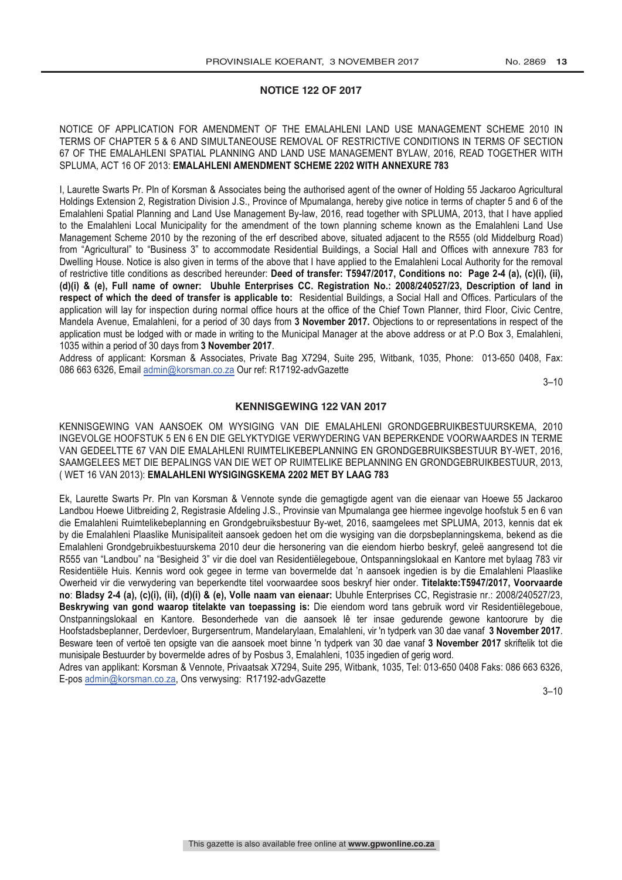## NOTICE 122 OF 2017

NOTICE OF APPLICATION FOR AMENDMENT OF THE EMALAHLENI LAND USE MANAGEMENT SCHEME 2010 IN TERMS OF CHAPTER 5 & 6 AND SIMULTANEOUSE REMOVAL OF RESTRICTIVE CONDITIONS IN TERMS OF SECTION 67 OF THE EMALAHLENI SPATIAL PLANNING AND LAND USE MANAGEMENT BYLAW, 2016, READ TOGETHER WITH SPLUMA, ACT 16 OF 2013: **EMALAHLENI AMENDMENT SCHEME 2202 WITH ANNEXURE 783**

I, Laurette Swarts Pr. Pln of Korsman & Associates being the authorised agent of the owner of Holding 55 Jackaroo Agricultural Holdings Extension 2, Registration Division J.S., Province of Mpumalanga, hereby give notice in terms of chapter 5 and 6 of the Emalahleni Spatial Planning and Land Use Management By-law, 2016, read together with SPLUMA, 2013, that I have applied to the Emalahleni Local Municipality for the amendment of the town planning scheme known as the Emalahleni Land Use Management Scheme 2010 by the rezoning of the erf described above, situated adjacent to the R555 (old Middelburg Road) from "Agricultural" to "Business 3" to accommodate Residential Buildings, a Social Hall and Offices with annexure 783 for Dwelling House. Notice is also given in terms of the above that I have applied to the Emalahleni Local Authority for the removal of restrictive title conditions as described hereunder: **Deed of transfer: T5947/2017, Conditions no: Page 2-4 (a), (c)(i), (ii), (d)(i) & (e), Full name of owner: Ubuhle Enterprises CC. Registration No.: 2008/240527/23, Description of land in respect of which the deed of transfer is applicable to:** Residential Buildings, a Social Hall and Offices. Particulars of the application will lay for inspection during normal office hours at the office of the Chief Town Planner, third Floor, Civic Centre, Mandela Avenue, Emalahleni, for a period of 30 days from **3 November 2017.** Objections to or representations in respect of the application must be lodged with or made in writing to the Municipal Manager at the above address or at P.O Box 3, Emalahleni, 1035 within a period of 30 days from **3 November 2017**.

Address of applicant: Korsman & Associates, Private Bag X7294, Suite 295, Witbank, 1035, Phone: 013-650 0408, Fax: 086 663 6326, Email admin@korsman.co.za Our ref: R17192-advGazette

3–10

## KENNISGEWING 122 VAN 2017

KENNISGEWING VAN AANSOEK OM WYSIGING VAN DIE EMALAHLENI GRONDGEBRUIKBESTUURSKEMA, 2010 INGEVOLGE HOOFSTUK 5 EN 6 EN DIE GELYKTYDIGE VERWYDERING VAN BEPERKENDE VOORWAARDES IN TERME VAN GEDEELTTE 67 VAN DIE EMALAHLENI RUIMTELIKEBEPLANNING EN GRONDGEBRUIKSBESTUUR BY-WET, 2016, SAAMGELEES MET DIE BEPALINGS VAN DIE WET OP RUIMTELIKE BEPLANNING EN GRONDGEBRUIKBESTUUR, 2013, ( WET 16 VAN 2013): **EMALAHLENI WYSIGINGSKEMA 2202 MET BY LAAG 783**

Ek, Laurette Swarts Pr. Pln van Korsman & Vennote synde die gemagtigde agent van die eienaar van Hoewe 55 Jackaroo Landbou Hoewe Uitbreiding 2, Registrasie Afdeling J.S., Provinsie van Mpumalanga gee hiermee ingevolge hoofstuk 5 en 6 van die Emalahleni Ruimtelikebeplanning en Grondgebruiksbestuur By-wet, 2016, saamgelees met SPLUMA, 2013, kennis dat ek by die Emalahleni Plaaslike Munisipaliteit aansoek gedoen het om die wysiging van die dorpsbeplanningskema, bekend as die Emalahleni Grondgebruikbestuurskema 2010 deur die hersonering van die eiendom hierbo beskryf, geleë aangresend tot die R555 van "Landbou" na "Besigheid 3" vir die doel van Residentiëlegeboue, Ontspanningslokaal en Kantore met bylaag 783 vir Residentiële Huis. Kennis word ook gegee in terme van bovermelde dat 'n aansoek ingedien is by die Emalahleni Plaaslike Owerheid vir die verwydering van beperkendte titel voorwaardee soos beskryf hier onder. **Titelakte:T5947/2017, Voorvaarde no**: **Bladsy 2-4 (a), (c)(i), (ii), (d)(i) & (e), Volle naam van eienaar:** Ubuhle Enterprises CC, Registrasie nr.: 2008/240527/23, **Beskrywing van gond waarop titelakte van toepassing is:** Die eiendom word tans gebruik word vir Residentiëlegeboue, Onstpanningslokaal en Kantore. Besonderhede van die aansoek lê ter insae gedurende gewone kantoorure by die Hoofstadsbeplanner, Derdevloer, Burgersentrum, Mandelarylaan, Emalahleni, vir 'n tydperk van 30 dae vanaf **3 November 2017**. Besware teen of vertoë ten opsigte van die aansoek moet binne 'n tydperk van 30 dae vanaf **3 November 2017** skriftelik tot die munisipale Bestuurder by bovermelde adres of by Posbus 3, Emalahleni, 1035 ingedien of gerig word.

Adres van applikant: Korsman & Vennote, Privaatsak X7294, Suite 295, Witbank, 1035, Tel: 013-650 0408 Faks: 086 663 6326, E-pos admin@korsman.co.za, Ons verwysing: R17192-advGazette

3–10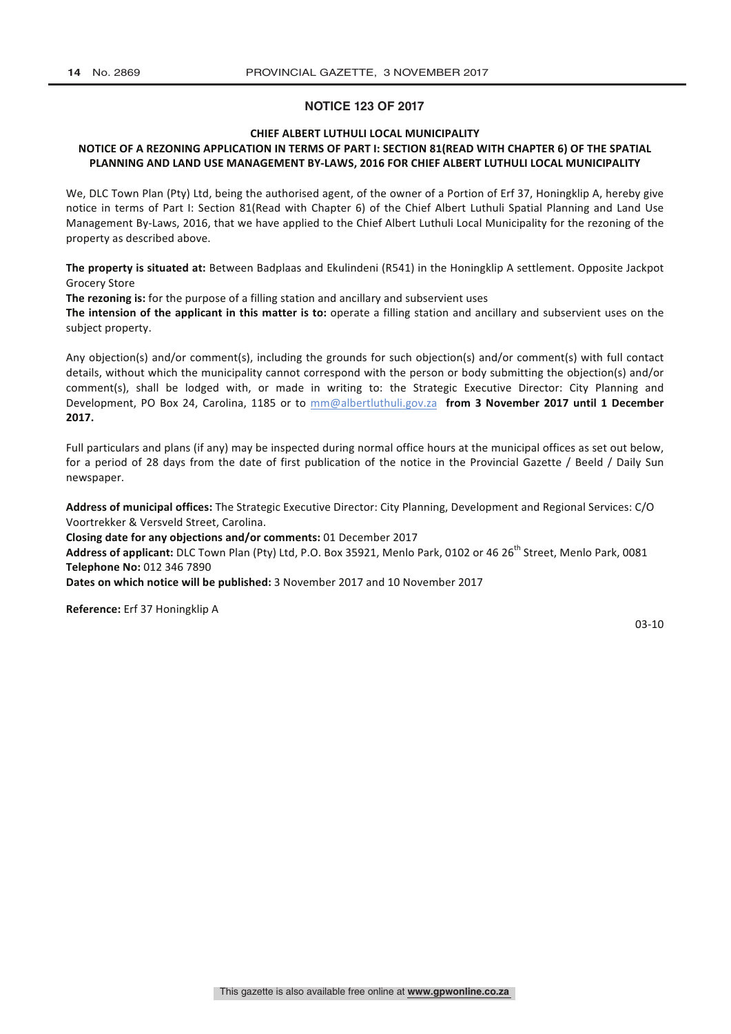## NOTICE 123 OF 2017

### CHIEF ALBERT LUTHULI LOCAL MUNICIPALITY

### NOTICE OF A REZONING APPLICATION IN TERMS OF PART I: SECTION 81(READ WITH CHAPTER 6) OF THE SPATIAL PLANNING AND LAND USE MANAGEMENT BY-LAWS, 2016 FOR CHIEF ALBERT LUTHULI LOCAL MUNICIPALITY

We, DLC Town Plan (Pty) Ltd, being the authorised agent, of the owner of a Portion of Erf 37, Honingklip A, hereby give notice in terms of Part I: Section 81(Read with Chapter 6) of the Chief Albert Luthuli Spatial Planning and Land Use Management By-Laws, 2016, that we have applied to the Chief Albert Luthuli Local Municipality for the rezoning of the property as described above.

**The property is situated at:** Between Badplaas and Ekulindeni (R541) in the Honingklip A settlement. Opposite Jackpot Grocery Store

**The rezoning is:** for the purpose of a filling station and ancillary and subservient uses

**The intension of the applicant in this matter is to:** operate a filling station and ancillary and subservient uses on the subject property.

Any objection(s) and/or comment(s), including the grounds for such objection(s) and/or comment(s) with full contact details, without which the municipality cannot correspond with the person or body submitting the objection(s) and/or comment(s), shall be lodged with, or made in writing to: the Strategic Executive Director: City Planning and Development, PO Box 24, Carolina, 1185 or to mm@albertluthuli.gov.za **from 3 November 2017 until 1 December 2017.**

Full particulars and plans (if any) may be inspected during normal office hours at the municipal offices as set out below, for a period of 28 days from the date of first publication of the notice in the Provincial Gazette / Beeld / Daily Sun newspaper.

**Address of municipal offices:** The Strategic Executive Director: City Planning, Development and Regional Services: C/O Voortrekker & Versveld Street, Carolina.

**Closing date for any objections and/or comments:** 01 December 2017

**Address of applicant:** DLC Town Plan (Pty) Ltd, P.O. Box 35921, Menlo Park, 0102 or 46 26th Street, Menlo Park, 0081

**Telephone No:** 012 346 7890

**Dates on which notice will be published:** 3 November 2017 and 10 November 2017

**Reference:** Erf 37 Honingklip A

03-10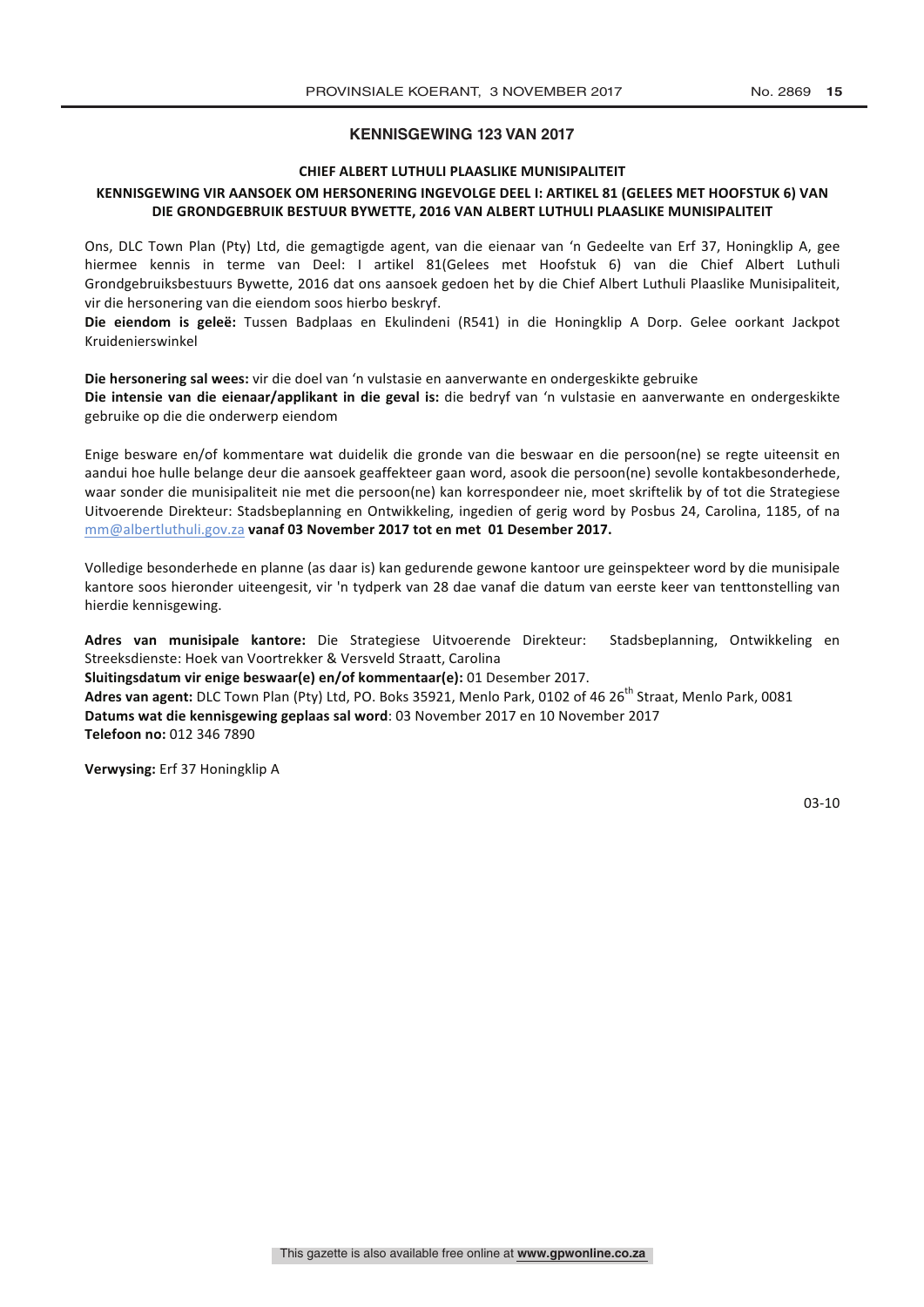## KENNISGEWING 123 VAN 2017

### CHIEF ALBERT LUTHULI PLAASLIKE MUNISIPALITEIT

### KENNISGEWING VIR AANSOEK OM HERSONERING INGEVOLGE DEEL I: ARTIKEL 81 (GELEES MET HOOFSTUK 6) VAN DIE GRONDGEBRUIK BESTUUR BYWETTE, 2016 VAN ALBERT LUTHULI PLAASLIKE MUNISIPALITEIT

Ons, DLC Town Plan (Pty) Ltd, die gemagtigde agent, van die eienaar van 'n Gedeelte van Erf 37, Honingklip A, gee hiermee kennis in terme van Deel: I artikel 81(Gelees met Hoofstuk 6) van die Chief Albert Luthuli Grondgebruiksbestuurs Bywette, 2016 dat ons aansoek gedoen het by die Chief Albert Luthuli Plaaslike Munisipaliteit, vir die hersonering van die eiendom soos hierbo beskryf.

**Die eiendom is geleë:** Tussen Badplaas en Ekulindeni (R541) in die Honingklip A Dorp. Gelee oorkant Jackpot Kruidenierswinkel

**Die hersonering sal wees:** vir die doel van 'n vulstasie en aanverwante en ondergeskikte gebruike

**Die intensie van die eienaar/applikant in die geval is:** die bedryf van 'n vulstasie en aanverwante en ondergeskikte gebruike op die die onderwerp eiendom

Enige besware en/of kommentare wat duidelik die gronde van die beswaar en die persoon(ne) se regte uiteensit en aandui hoe hulle belange deur die aansoek geaffekteer gaan word, asook die persoon(ne) sevolle kontakbesonderhede, waar sonder die munisipaliteit nie met die persoon(ne) kan korrespondeer nie, moet skriftelik by of tot die Strategiese Uitvoerende Direkteur: Stadsbeplanning en Ontwikkeling, ingedien of gerig word by Posbus 24, Carolina, 1185, of na mm@albertluthuli.gov.za **vanaf 03 November 2017 tot en met 01 Desember 2017.**

Volledige besonderhede en planne (as daar is) kan gedurende gewone kantoor ure geinspekteer word by die munisipale kantore soos hieronder uiteengesit, vir 'n tydperk van 28 dae vanaf die datum van eerste keer van tenttonstelling van hierdie kennisgewing.

**Adres van munisipale kantore:** Die Strategiese Uitvoerende Direkteur: Stadsbeplanning, Ontwikkeling en Streeksdienste: Hoek van Voortrekker & Versveld Straatt, Carolina

**Sluitingsdatum vir enige beswaar(e) en/of kommentaar(e):** 01 Desember 2017.

**Adres van agent:** DLC Town Plan (Pty) Ltd, PO. Boks 35921, Menlo Park, 0102 of 46 26th Straat, Menlo Park, 0081

**Datums wat die kennisgewing geplaas sal word**: 03 November 2017 en 10 November 2017

**Telefoon no:** 012 346 7890

**Verwysing:** Erf 37 Honingklip A

03-10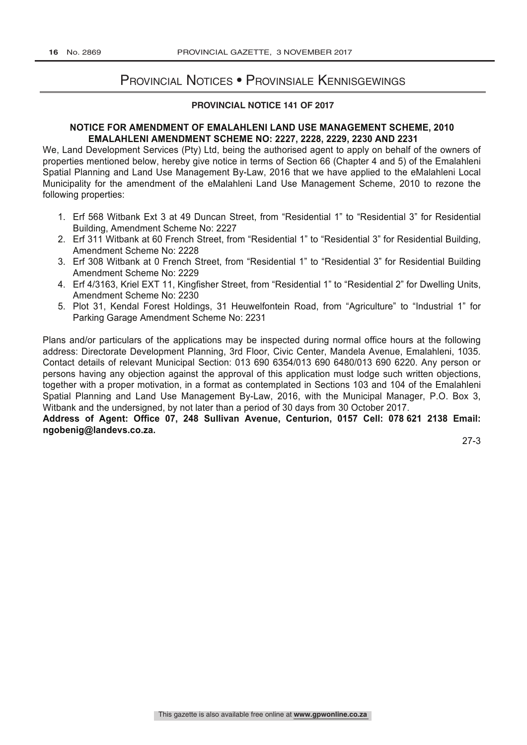# Provincial Notices • Provinsiale Kennisgewings

## PROVINCIAL NOTICE 141 OF 2017

### NOTICE FOR AMENDMENT OF EMALAHLENI LAND USE MANAGEMENT SCHEME, 2010 EMALAHLENI AMENDMENT SCHEME NO: 2227, 2228, 2229, 2230 AND 2231

We, Land Development Services (Pty) Ltd, being the authorised agent to apply on behalf of the owners of properties mentioned below, hereby give notice in terms of Section 66 (Chapter 4 and 5) of the Emalahleni Spatial Planning and Land Use Management By-Law, 2016 that we have applied to the eMalahleni Local Municipality for the amendment of the eMalahleni Land Use Management Scheme, 2010 to rezone the following properties:

1. Erf 568 Witbank Ext 3 at 49 Duncan Street, from "Residential 1" to "Residential 3" for Residential Building, Amendment Scheme No: 2227
2. Erf 311 Witbank at 60 French Street, from "Residential 1" to "Residential 3" for Residential Building, Amendment Scheme No: 2228
3. Erf 308 Witbank at 0 French Street, from "Residential 1" to "Residential 3" for Residential Building Amendment Scheme No: 2229
4. Erf 4/3163, Kriel EXT 11, Kingfisher Street, from "Residential 1" to "Residential 2" for Dwelling Units, Amendment Scheme No: 2230
5. Plot 31, Kendal Forest Holdings, 31 Heuwelfontein Road, from "Agriculture" to "Industrial 1" for Parking Garage Amendment Scheme No: 2231

Plans and/or particulars of the applications may be inspected during normal office hours at the following address: Directorate Development Planning, 3rd Floor, Civic Center, Mandela Avenue, Emalahleni, 1035. Contact details of relevant Municipal Section: 013 690 6354/013 690 6480/013 690 6220. Any person or persons having any objection against the approval of this application must lodge such written objections, together with a proper motivation, in a format as contemplated in Sections 103 and 104 of the Emalahleni Spatial Planning and Land Use Management By-Law, 2016, with the Municipal Manager, P.O. Box 3, Witbank and the undersigned, by not later than a period of 30 days from 30 October 2017.

**Address of Agent: Office 07, 248 Sullivan Avenue, Centurion, 0157 Cell: 078 621 2138 Email: ngobenig@landevs.co.za.**

27-3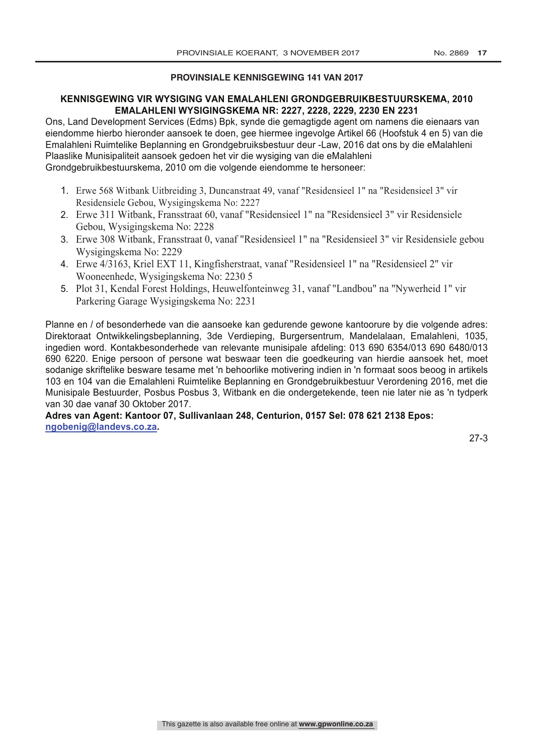## PROVINSIALE KENNISGEWING 141 VAN 2017

### KENNISGEWING VIR WYSIGING VAN EMALAHLENI GRONDGEBRUIKBESTUURSKEMA, 2010 EMALAHLENI WYSIGINGSKEMA NR: 2227, 2228, 2229, 2230 EN 2231

Ons, Land Development Services (Edms) Bpk, synde die gemagtigde agent om namens die eienaars van eiendomme hierbo hieronder aansoek te doen, gee hiermee ingevolge Artikel 66 (Hoofstuk 4 en 5) van die Emalahleni Ruimtelike Beplanning en Grondgebruiksbestuur deur -Law, 2016 dat ons by die eMalahleni Plaaslike Munisipaliteit aansoek gedoen het vir die wysiging van die eMalahleni Grondgebruikbestuurskema, 2010 om die volgende eiendomme te hersoneer:

1. Erwe 568 Witbank Uitbreiding 3, Duncanstraat 49, vanaf "Residensieel 1" na "Residensieel 3" vir Residensiele Gebou, Wysigingskema No: 2227
2. Erwe 311 Witbank, Fransstraat 60, vanaf "Residensieel 1" na "Residensieel 3" vir Residensiele Gebou, Wysigingskema No: 2228
3. Erwe 308 Witbank, Fransstraat 0, vanaf "Residensieel 1" na "Residensieel 3" vir Residensiele gebou Wysigingskema No: 2229
4. Erwe 4/3163, Kriel EXT 11, Kingfisherstraat, vanaf "Residensieel 1" na "Residensieel 2" vir Wooneenhede, Wysigingskema No: 2230 5
5. Plot 31, Kendal Forest Holdings, Heuwelfonteinweg 31, vanaf "Landbou" na "Nywerheid 1" vir Parkering Garage Wysigingskema No: 2231

Planne en / of besonderhede van die aansoeke kan gedurende gewone kantoorure by die volgende adres: Direktoraat Ontwikkelingsbeplanning, 3de Verdieping, Burgersentrum, Mandelalaan, Emalahleni, 1035, ingedien word. Kontakbesonderhede van relevante munisipale afdeling: 013 690 6354/013 690 6480/013 690 6220. Enige persoon of persone wat beswaar teen die goedkeuring van hierdie aansoek het, moet sodanige skriftelike besware tesame met 'n behoorlike motivering indien in 'n formaat soos beoog in artikels 103 en 104 van die Emalahleni Ruimtelike Beplanning en Grondgebruikbestuur Verordening 2016, met die Munisipale Bestuurder, Posbus Posbus 3, Witbank en die ondergetekende, teen nie later nie as 'n tydperk van 30 dae vanaf 30 Oktober 2017.

**Adres van Agent: Kantoor 07, Sullivanlaan 248, Centurion, 0157 Sel: 078 621 2138 Epos: ngobenig@landevs.co.za.**

27-3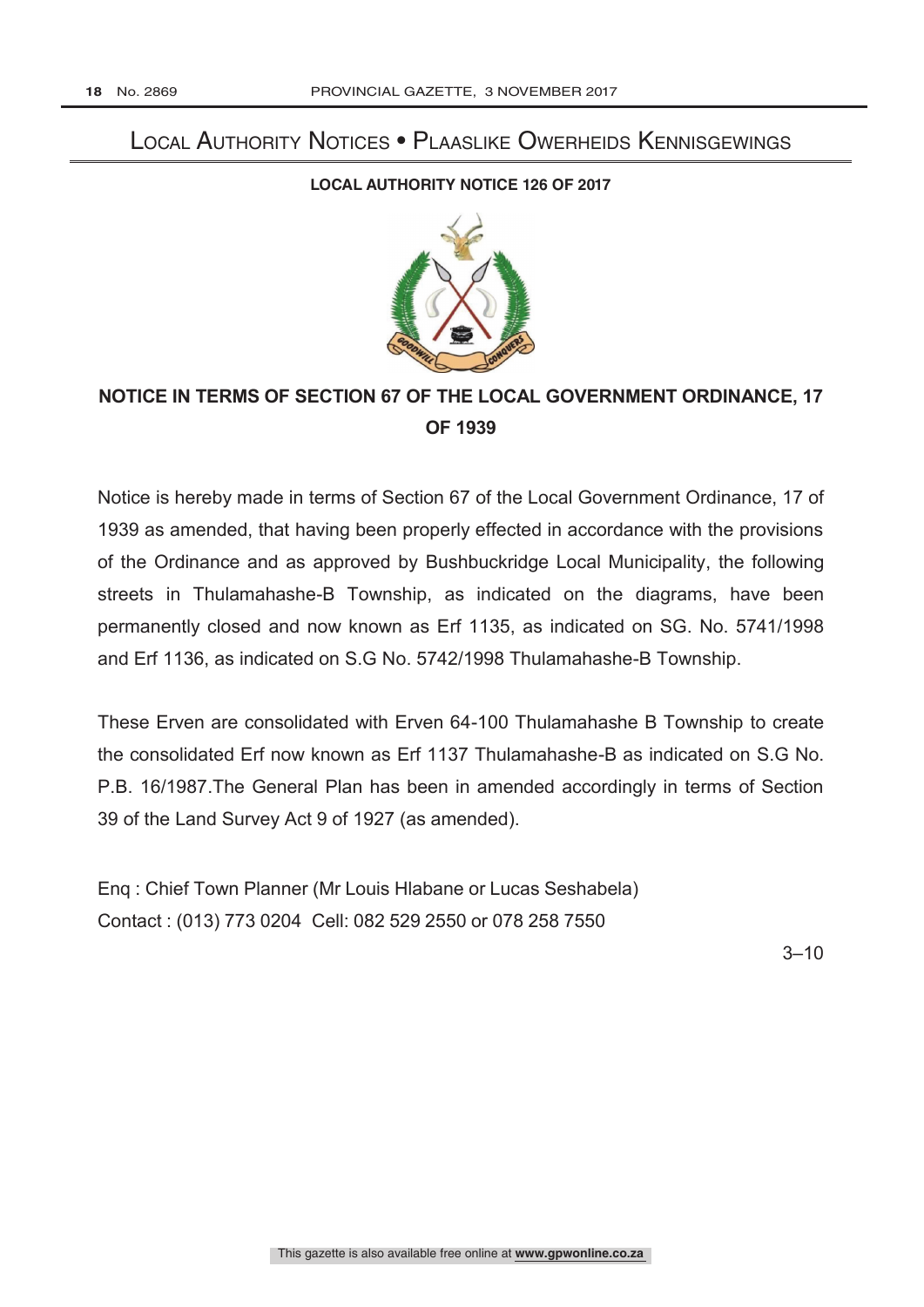# Local Authority Notices • Plaaslike Owerheids Kennisgewings

## LOCAL AUTHORITY NOTICE 126 OF 2017

## NOTICE IN TERMS OF SECTION 67 OF THE LOCAL GOVERNMENT ORDINANCE, 17 OF 1939

Notice is hereby made in terms of Section 67 of the Local Government Ordinance, 17 of 1939 as amended, that having been properly effected in accordance with the provisions of the Ordinance and as approved by Bushbuckridge Local Municipality, the following streets in Thulamahashe-B Township, as indicated on the diagrams, have been permanently closed and now known as Erf 1135, as indicated on SG. No. 5741/1998 and Erf 1136, as indicated on S.G No. 5742/1998 Thulamahashe-B Township.

These Erven are consolidated with Erven 64-100 Thulamahashe B Township to create the consolidated Erf now known as Erf 1137 Thulamahashe-B as indicated on S.G No. P.B. 16/1987.The General Plan has been in amended accordingly in terms of Section 39 of the Land Survey Act 9 of 1927 (as amended).

Enq : Chief Town Planner (Mr Louis Hlabane or Lucas Seshabela)
Contact : (013) 773 0204 Cell: 082 529 2550 or 078 258 7550

3–10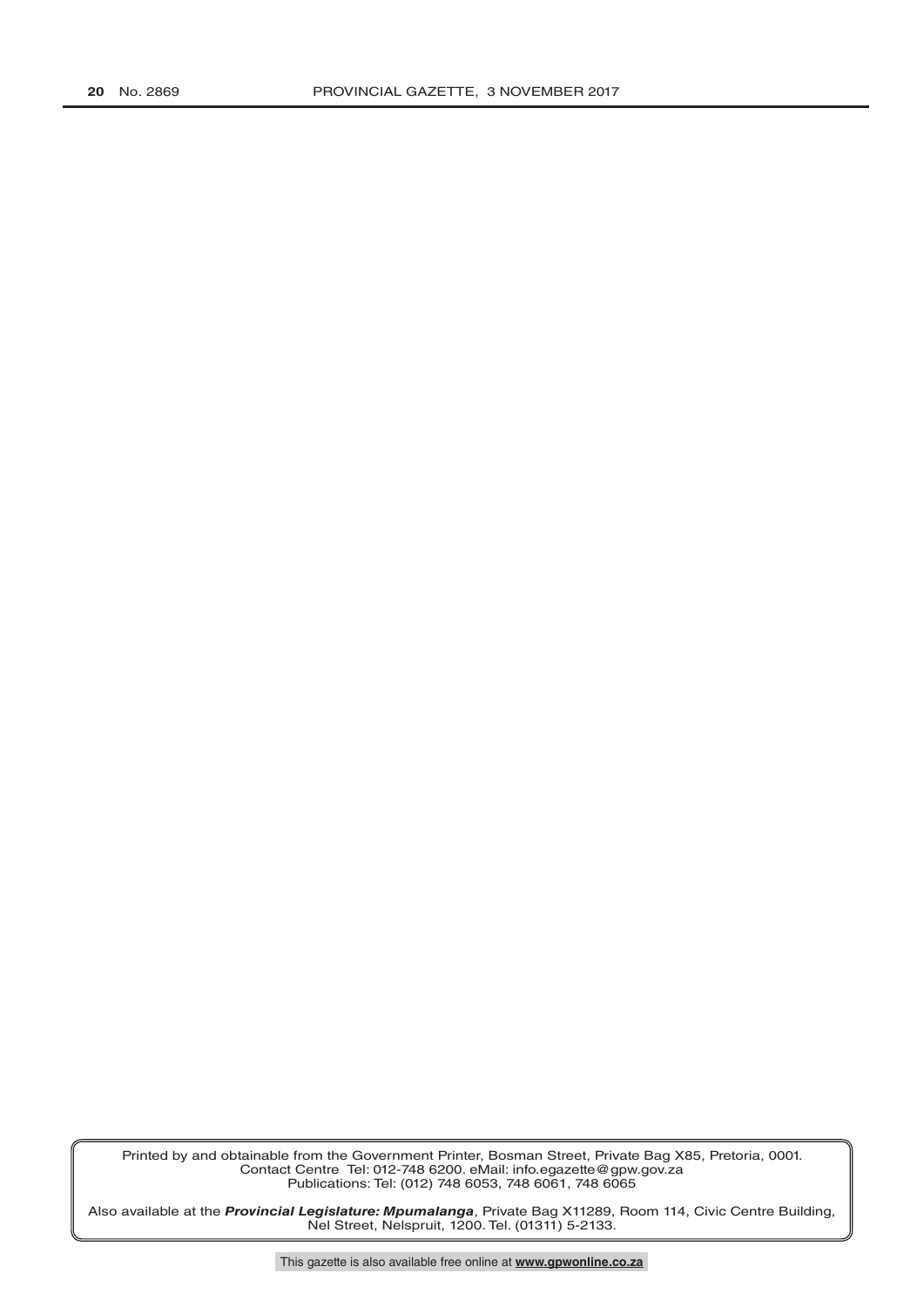Printed by and obtainable from the Government Printer, Bosman Street, Private Bag X85, Pretoria, 0001.
Contact Centre Tel: 012-748 6200. eMail: info.egazette@gpw.gov.za
Publications: Tel: (012) 748 6053, 748 6061, 748 6065

Also available at the ***Provincial Legislature: Mpumalanga***, Private Bag X11289, Room 114, Civic Centre Building, Nel Street, Nelspruit, 1200. Tel. (01311) 5-2133.

This gazette is also available free online at **www.gpwonline.co.za**